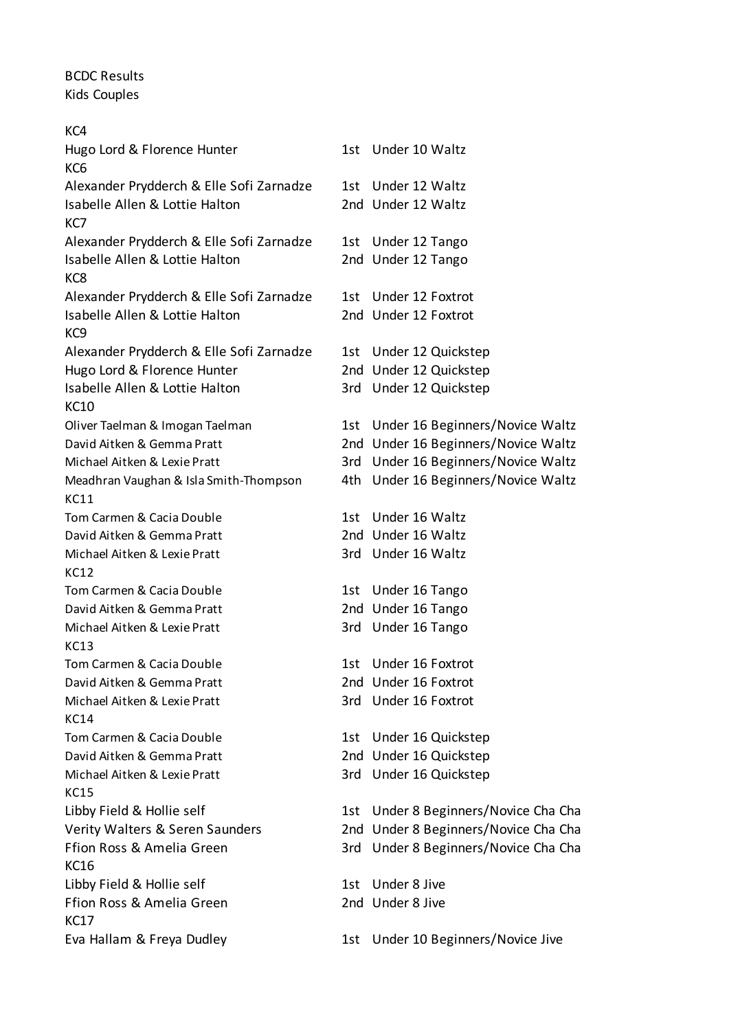BCDC Results
Kids Couples

KC4

| | | |
|---|---|---|
| Hugo Lord & Florence Hunter | 1st | Under 10 Waltz |

KC6

| | | |
|---|---|---|
| Alexander Prydderch & Elle Sofi Zarnadze | 1st | Under 12 Waltz |
| Isabelle Allen & Lottie Halton | 2nd | Under 12 Waltz |

KC7

| | | |
|---|---|---|
| Alexander Prydderch & Elle Sofi Zarnadze | 1st | Under 12 Tango |
| Isabelle Allen & Lottie Halton | 2nd | Under 12 Tango |

KC8

| | | |
|---|---|---|
| Alexander Prydderch & Elle Sofi Zarnadze | 1st | Under 12 Foxtrot |
| Isabelle Allen & Lottie Halton | 2nd | Under 12 Foxtrot |

KC9

| | | |
|---|---|---|
| Alexander Prydderch & Elle Sofi Zarnadze | 1st | Under 12 Quickstep |
| Hugo Lord & Florence Hunter | 2nd | Under 12 Quickstep |
| Isabelle Allen & Lottie Halton | 3rd | Under 12 Quickstep |

KC10

| | | |
|---|---|---|
| Oliver Taelman & Imogan Taelman | 1st | Under 16 Beginners/Novice Waltz |
| David Aitken & Gemma Pratt | 2nd | Under 16 Beginners/Novice Waltz |
| Michael Aitken & Lexie Pratt | 3rd | Under 16 Beginners/Novice Waltz |
| Meadhran Vaughan & Isla Smith-Thompson | 4th | Under 16 Beginners/Novice Waltz |

KC11

| | | |
|---|---|---|
| Tom Carmen & Cacia Double | 1st | Under 16 Waltz |
| David Aitken & Gemma Pratt | 2nd | Under 16 Waltz |
| Michael Aitken & Lexie Pratt | 3rd | Under 16 Waltz |

KC12

| | | |
|---|---|---|
| Tom Carmen & Cacia Double | 1st | Under 16 Tango |
| David Aitken & Gemma Pratt | 2nd | Under 16 Tango |
| Michael Aitken & Lexie Pratt | 3rd | Under 16 Tango |

KC13

| | | |
|---|---|---|
| Tom Carmen & Cacia Double | 1st | Under 16 Foxtrot |
| David Aitken & Gemma Pratt | 2nd | Under 16 Foxtrot |
| Michael Aitken & Lexie Pratt | 3rd | Under 16 Foxtrot |

KC14

| | | |
|---|---|---|
| Tom Carmen & Cacia Double | 1st | Under 16 Quickstep |
| David Aitken & Gemma Pratt | 2nd | Under 16 Quickstep |
| Michael Aitken & Lexie Pratt | 3rd | Under 16 Quickstep |

KC15

| | | |
|---|---|---|
| Libby Field & Hollie self | 1st | Under 8 Beginners/Novice Cha Cha |
| Verity Walters & Seren Saunders | 2nd | Under 8 Beginners/Novice Cha Cha |
| Ffion Ross & Amelia Green | 3rd | Under 8 Beginners/Novice Cha Cha |

KC16

| | | |
|---|---|---|
| Libby Field & Hollie self | 1st | Under 8 Jive |
| Ffion Ross & Amelia Green | 2nd | Under 8 Jive |

KC17

| | | |
|---|---|---|
| Eva Hallam & Freya Dudley | 1st | Under 10 Beginners/Novice Jive |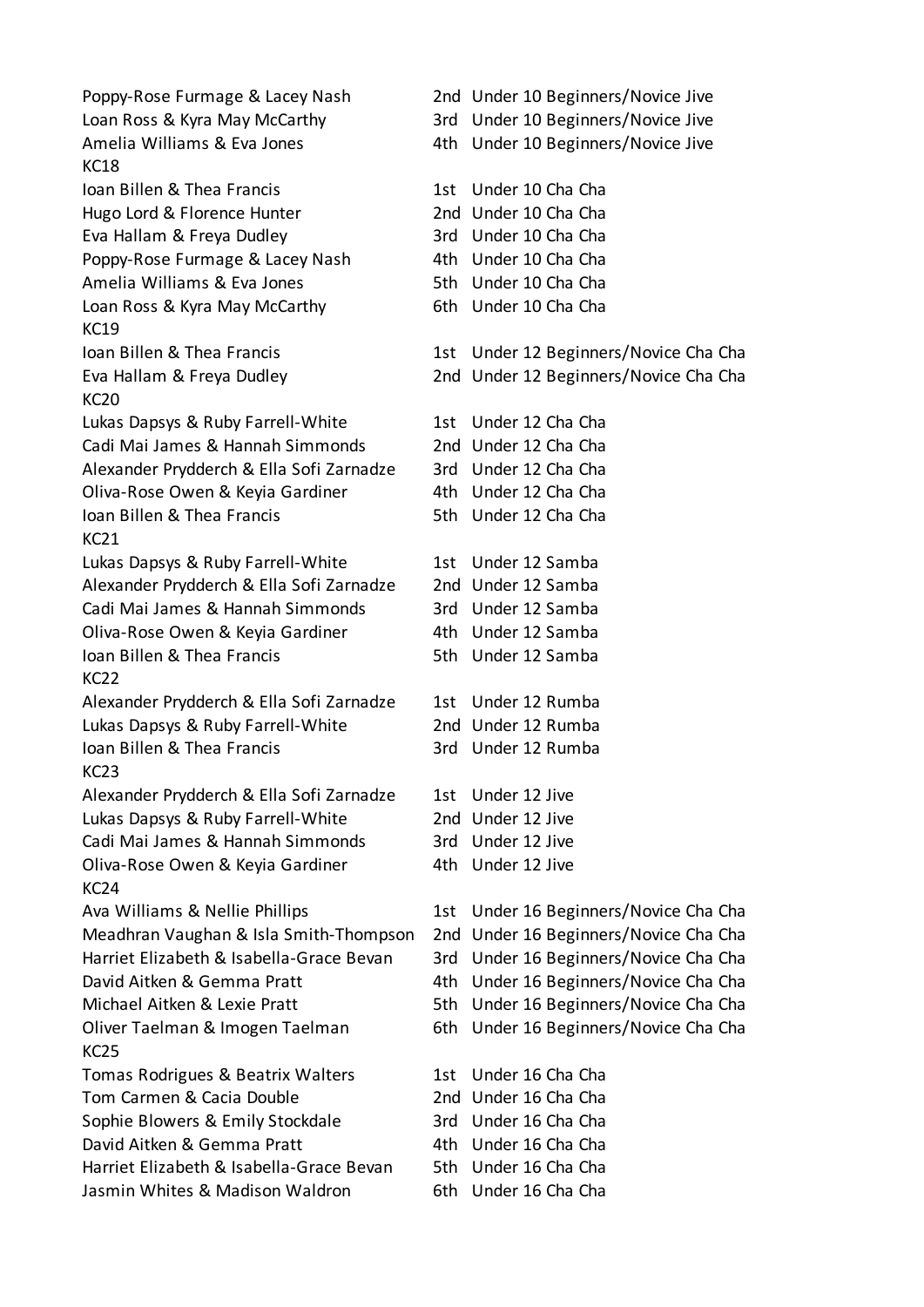| | | |
|---|---|---|
| Poppy-Rose Furmage & Lacey Nash | 2nd | Under 10 Beginners/Novice Jive |
| Loan Ross & Kyra May McCarthy | 3rd | Under 10 Beginners/Novice Jive |
| Amelia Williams & Eva Jones | 4th | Under 10 Beginners/Novice Jive |

KC18

| | | |
|---|---|---|
| Ioan Billen & Thea Francis | 1st | Under 10 Cha Cha |
| Hugo Lord & Florence Hunter | 2nd | Under 10 Cha Cha |
| Eva Hallam & Freya Dudley | 3rd | Under 10 Cha Cha |
| Poppy-Rose Furmage & Lacey Nash | 4th | Under 10 Cha Cha |
| Amelia Williams & Eva Jones | 5th | Under 10 Cha Cha |
| Loan Ross & Kyra May McCarthy | 6th | Under 10 Cha Cha |

KC19

| | | |
|---|---|---|
| Ioan Billen & Thea Francis | 1st | Under 12 Beginners/Novice Cha Cha |
| Eva Hallam & Freya Dudley | 2nd | Under 12 Beginners/Novice Cha Cha |

KC20

| | | |
|---|---|---|
| Lukas Dapsys & Ruby Farrell-White | 1st | Under 12 Cha Cha |
| Cadi Mai James & Hannah Simmonds | 2nd | Under 12 Cha Cha |
| Alexander Prydderch & Ella Sofi Zarnadze | 3rd | Under 12 Cha Cha |
| Oliva-Rose Owen & Keyia Gardiner | 4th | Under 12 Cha Cha |
| Ioan Billen & Thea Francis | 5th | Under 12 Cha Cha |

KC21

| | | |
|---|---|---|
| Lukas Dapsys & Ruby Farrell-White | 1st | Under 12 Samba |
| Alexander Prydderch & Ella Sofi Zarnadze | 2nd | Under 12 Samba |
| Cadi Mai James & Hannah Simmonds | 3rd | Under 12 Samba |
| Oliva-Rose Owen & Keyia Gardiner | 4th | Under 12 Samba |
| Ioan Billen & Thea Francis | 5th | Under 12 Samba |

KC22

| | | |
|---|---|---|
| Alexander Prydderch & Ella Sofi Zarnadze | 1st | Under 12 Rumba |
| Lukas Dapsys & Ruby Farrell-White | 2nd | Under 12 Rumba |
| Ioan Billen & Thea Francis | 3rd | Under 12 Rumba |

KC23

| | | |
|---|---|---|
| Alexander Prydderch & Ella Sofi Zarnadze | 1st | Under 12 Jive |
| Lukas Dapsys & Ruby Farrell-White | 2nd | Under 12 Jive |
| Cadi Mai James & Hannah Simmonds | 3rd | Under 12 Jive |
| Oliva-Rose Owen & Keyia Gardiner | 4th | Under 12 Jive |

KC24

| | | |
|---|---|---|
| Ava Williams & Nellie Phillips | 1st | Under 16 Beginners/Novice Cha Cha |
| Meadhran Vaughan & Isla Smith-Thompson | 2nd | Under 16 Beginners/Novice Cha Cha |
| Harriet Elizabeth & Isabella-Grace Bevan | 3rd | Under 16 Beginners/Novice Cha Cha |
| David Aitken & Gemma Pratt | 4th | Under 16 Beginners/Novice Cha Cha |
| Michael Aitken & Lexie Pratt | 5th | Under 16 Beginners/Novice Cha Cha |
| Oliver Taelman & Imogen Taelman | 6th | Under 16 Beginners/Novice Cha Cha |

KC25

| | | |
|---|---|---|
| Tomas Rodrigues & Beatrix Walters | 1st | Under 16 Cha Cha |
| Tom Carmen & Cacia Double | 2nd | Under 16 Cha Cha |
| Sophie Blowers & Emily Stockdale | 3rd | Under 16 Cha Cha |
| David Aitken & Gemma Pratt | 4th | Under 16 Cha Cha |
| Harriet Elizabeth & Isabella-Grace Bevan | 5th | Under 16 Cha Cha |
| Jasmin Whites & Madison Waldron | 6th | Under 16 Cha Cha |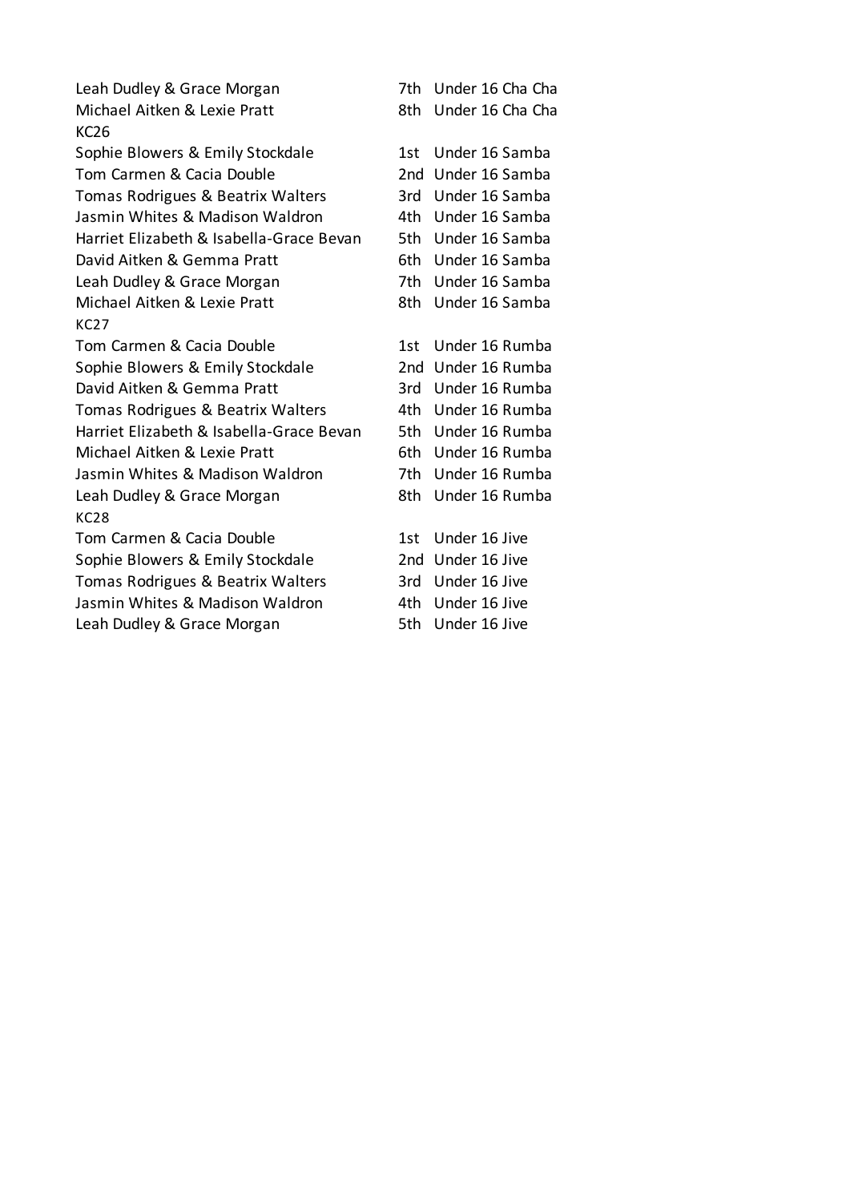Leah Dudley & Grace Morgan 7th Under 16 Cha Cha
Michael Aitken & Lexie Pratt 8th Under 16 Cha Cha

KC26

Sophie Blowers & Emily Stockdale 1st Under 16 Samba
Tom Carmen & Cacia Double 2nd Under 16 Samba
Tomas Rodrigues & Beatrix Walters 3rd Under 16 Samba
Jasmin Whites & Madison Waldron 4th Under 16 Samba
Harriet Elizabeth & Isabella-Grace Bevan 5th Under 16 Samba
David Aitken & Gemma Pratt 6th Under 16 Samba
Leah Dudley & Grace Morgan 7th Under 16 Samba
Michael Aitken & Lexie Pratt 8th Under 16 Samba

KC27

Tom Carmen & Cacia Double 1st Under 16 Rumba
Sophie Blowers & Emily Stockdale 2nd Under 16 Rumba
David Aitken & Gemma Pratt 3rd Under 16 Rumba
Tomas Rodrigues & Beatrix Walters 4th Under 16 Rumba
Harriet Elizabeth & Isabella-Grace Bevan 5th Under 16 Rumba
Michael Aitken & Lexie Pratt 6th Under 16 Rumba
Jasmin Whites & Madison Waldron 7th Under 16 Rumba
Leah Dudley & Grace Morgan 8th Under 16 Rumba

KC28

Tom Carmen & Cacia Double 1st Under 16 Jive
Sophie Blowers & Emily Stockdale 2nd Under 16 Jive
Tomas Rodrigues & Beatrix Walters 3rd Under 16 Jive
Jasmin Whites & Madison Waldron 4th Under 16 Jive
Leah Dudley & Grace Morgan 5th Under 16 Jive